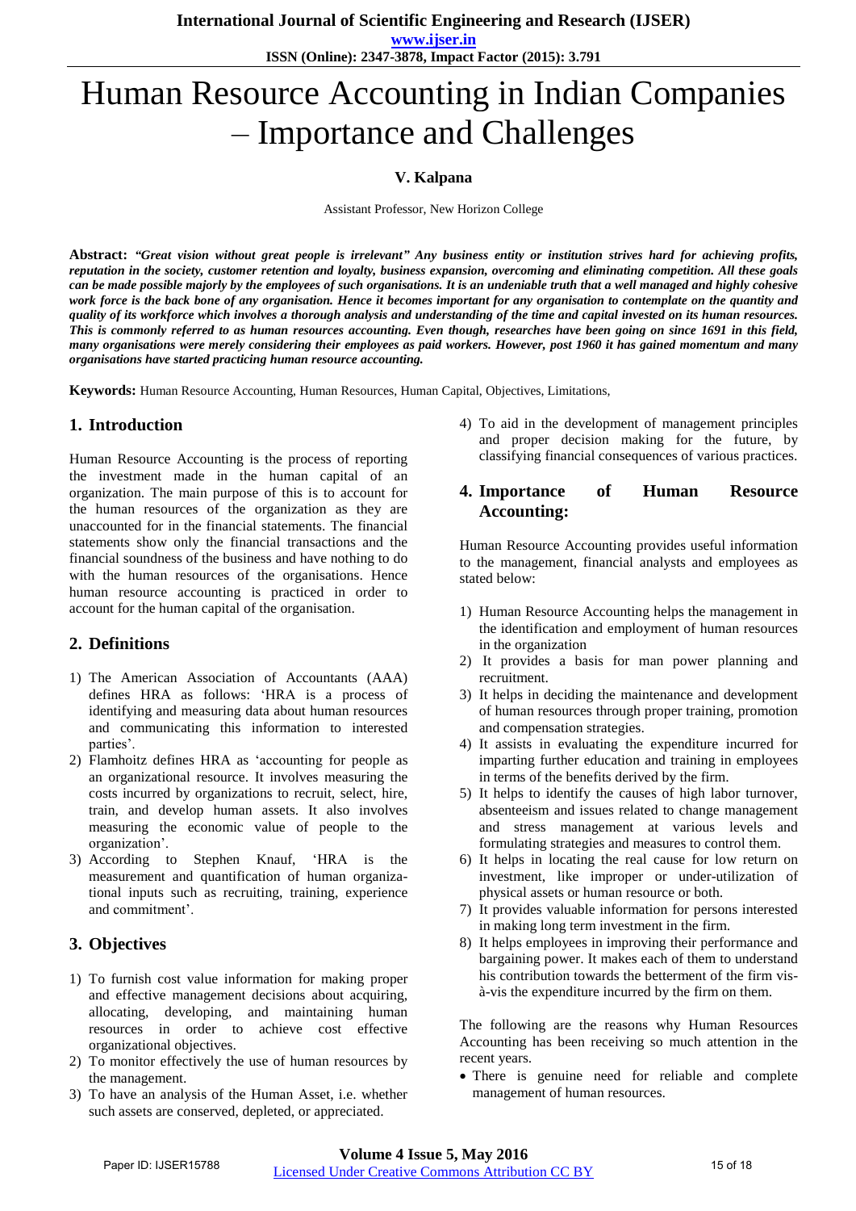# Human Resource Accounting in Indian Companies – Importance and Challenges

**V. Kalpana**

Assistant Professor, New Horizon College

**Abstract:** ***"Great vision without great people is irrelevant" Any business entity or institution strives hard for achieving profits, reputation in the society, customer retention and loyalty, business expansion, overcoming and eliminating competition. All these goals can be made possible majorly by the employees of such organisations. It is an undeniable truth that a well managed and highly cohesive work force is the back bone of any organisation. Hence it becomes important for any organisation to contemplate on the quantity and quality of its workforce which involves a thorough analysis and understanding of the time and capital invested on its human resources. This is commonly referred to as human resources accounting. Even though, researches have been going on since 1691 in this field, many organisations were merely considering their employees as paid workers. However, post 1960 it has gained momentum and many organisations have started practicing human resource accounting.***

**Keywords:** Human Resource Accounting, Human Resources, Human Capital, Objectives, Limitations,

## 1. Introduction

Human Resource Accounting is the process of reporting the investment made in the human capital of an organization. The main purpose of this is to account for the human resources of the organization as they are unaccounted for in the financial statements. The financial statements show only the financial transactions and the financial soundness of the business and have nothing to do with the human resources of the organisations. Hence human resource accounting is practiced in order to account for the human capital of the organisation.

## 2. Definitions

1) The American Association of Accountants (AAA) defines HRA as follows: 'HRA is a process of identifying and measuring data about human resources and communicating this information to interested parties'.
2) Flamhoitz defines HRA as 'accounting for people as an organizational resource. It involves measuring the costs incurred by organizations to recruit, select, hire, train, and develop human assets. It also involves measuring the economic value of people to the organization'.
3) According to Stephen Knauf, 'HRA is the measurement and quantification of human organizational inputs such as recruiting, training, experience and commitment'.

## 3. Objectives

1) To furnish cost value information for making proper and effective management decisions about acquiring, allocating, developing, and maintaining human resources in order to achieve cost effective organizational objectives.
2) To monitor effectively the use of human resources by the management.
3) To have an analysis of the Human Asset, i.e. whether such assets are conserved, depleted, or appreciated.
4) To aid in the development of management principles and proper decision making for the future, by classifying financial consequences of various practices.

## 4. Importance of Human Resource Accounting:

Human Resource Accounting provides useful information to the management, financial analysts and employees as stated below:

1) Human Resource Accounting helps the management in the identification and employment of human resources in the organization
2) It provides a basis for man power planning and recruitment.
3) It helps in deciding the maintenance and development of human resources through proper training, promotion and compensation strategies.
4) It assists in evaluating the expenditure incurred for imparting further education and training in employees in terms of the benefits derived by the firm.
5) It helps to identify the causes of high labor turnover, absenteeism and issues related to change management and stress management at various levels and formulating strategies and measures to control them.
6) It helps in locating the real cause for low return on investment, like improper or under-utilization of physical assets or human resource or both.
7) It provides valuable information for persons interested in making long term investment in the firm.
8) It helps employees in improving their performance and bargaining power. It makes each of them to understand his contribution towards the betterment of the firm vis-à-vis the expenditure incurred by the firm on them.

The following are the reasons why Human Resources Accounting has been receiving so much attention in the recent years.

- There is genuine need for reliable and complete management of human resources.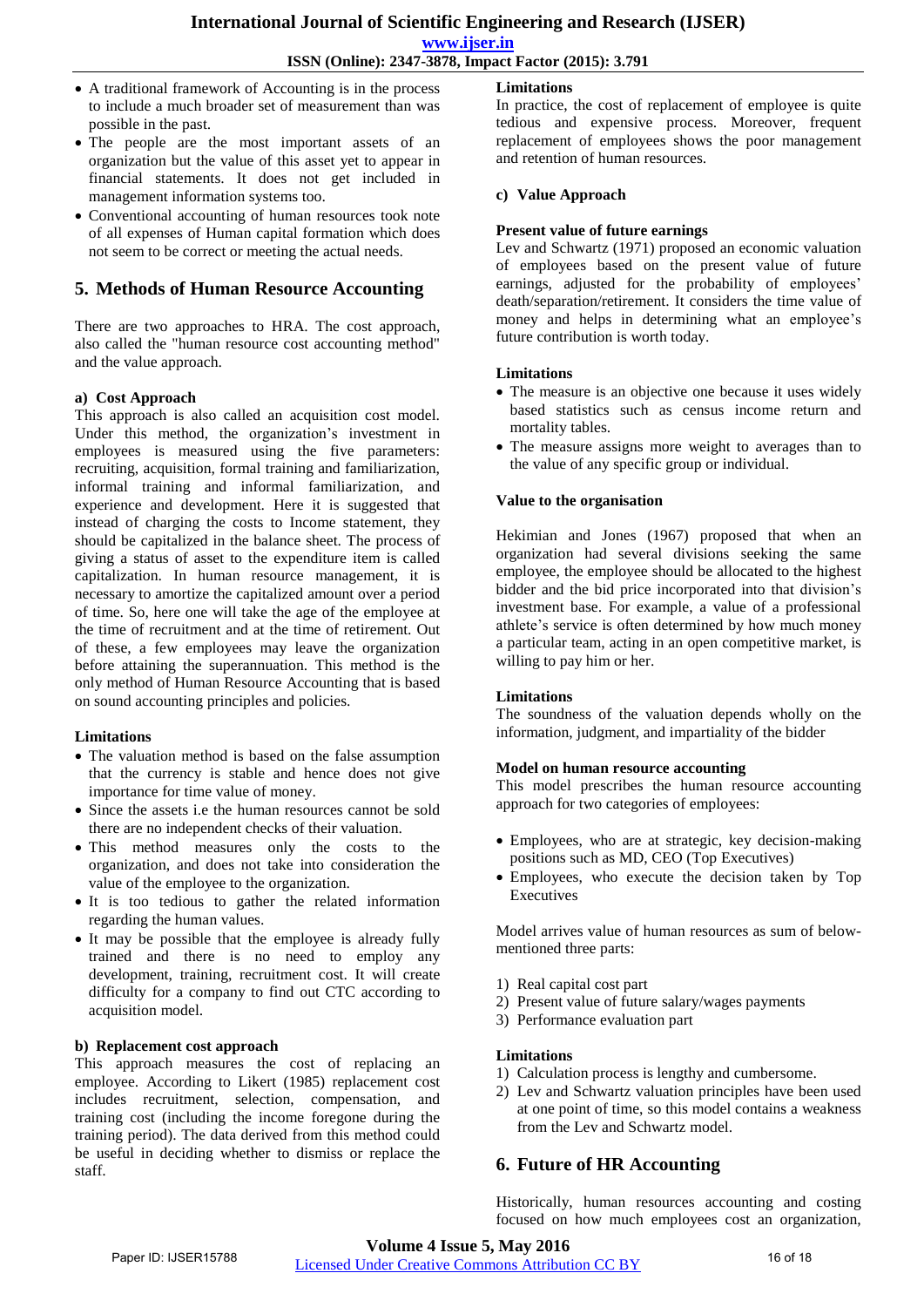- A traditional framework of Accounting is in the process to include a much broader set of measurement than was possible in the past.
- The people are the most important assets of an organization but the value of this asset yet to appear in financial statements. It does not get included in management information systems too.
- Conventional accounting of human resources took note of all expenses of Human capital formation which does not seem to be correct or meeting the actual needs.

## 5. Methods of Human Resource Accounting

There are two approaches to HRA. The cost approach, also called the "human resource cost accounting method" and the value approach.

**a) Cost Approach**

This approach is also called an acquisition cost model. Under this method, the organization's investment in employees is measured using the five parameters: recruiting, acquisition, formal training and familiarization, informal training and informal familiarization, and experience and development. Here it is suggested that instead of charging the costs to Income statement, they should be capitalized in the balance sheet. The process of giving a status of asset to the expenditure item is called capitalization. In human resource management, it is necessary to amortize the capitalized amount over a period of time. So, here one will take the age of the employee at the time of recruitment and at the time of retirement. Out of these, a few employees may leave the organization before attaining the superannuation. This method is the only method of Human Resource Accounting that is based on sound accounting principles and policies.

**Limitations**

- The valuation method is based on the false assumption that the currency is stable and hence does not give importance for time value of money.
- Since the assets i.e the human resources cannot be sold there are no independent checks of their valuation.
- This method measures only the costs to the organization, and does not take into consideration the value of the employee to the organization.
- It is too tedious to gather the related information regarding the human values.
- It may be possible that the employee is already fully trained and there is no need to employ any development, training, recruitment cost. It will create difficulty for a company to find out CTC according to acquisition model.

**b) Replacement cost approach**

This approach measures the cost of replacing an employee. According to Likert (1985) replacement cost includes recruitment, selection, compensation, and training cost (including the income foregone during the training period). The data derived from this method could be useful in deciding whether to dismiss or replace the staff.

**Limitations**

In practice, the cost of replacement of employee is quite tedious and expensive process. Moreover, frequent replacement of employees shows the poor management and retention of human resources.

**c) Value Approach**

**Present value of future earnings**

Lev and Schwartz (1971) proposed an economic valuation of employees based on the present value of future earnings, adjusted for the probability of employees' death/separation/retirement. It considers the time value of money and helps in determining what an employee's future contribution is worth today.

**Limitations**

- The measure is an objective one because it uses widely based statistics such as census income return and mortality tables.
- The measure assigns more weight to averages than to the value of any specific group or individual.

**Value to the organisation**

Hekimian and Jones (1967) proposed that when an organization had several divisions seeking the same employee, the employee should be allocated to the highest bidder and the bid price incorporated into that division's investment base. For example, a value of a professional athlete's service is often determined by how much money a particular team, acting in an open competitive market, is willing to pay him or her.

**Limitations**

The soundness of the valuation depends wholly on the information, judgment, and impartiality of the bidder

**Model on human resource accounting**

This model prescribes the human resource accounting approach for two categories of employees:

- Employees, who are at strategic, key decision-making positions such as MD, CEO (Top Executives)
- Employees, who execute the decision taken by Top Executives

Model arrives value of human resources as sum of below-mentioned three parts:

1) Real capital cost part
2) Present value of future salary/wages payments
3) Performance evaluation part

**Limitations**

1) Calculation process is lengthy and cumbersome.
2) Lev and Schwartz valuation principles have been used at one point of time, so this model contains a weakness from the Lev and Schwartz model.

## 6. Future of HR Accounting

Historically, human resources accounting and costing focused on how much employees cost an organization,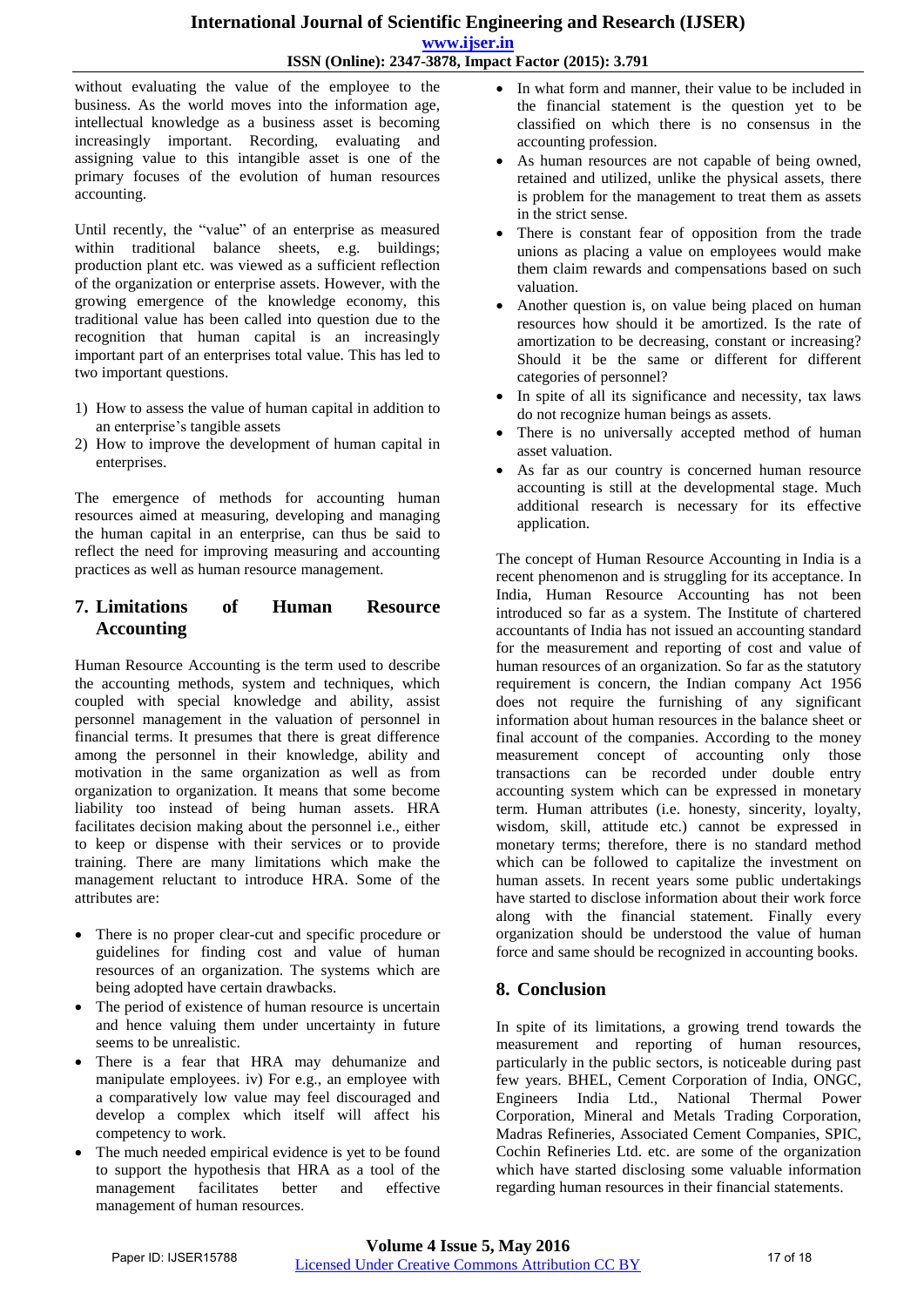without evaluating the value of the employee to the business. As the world moves into the information age, intellectual knowledge as a business asset is becoming increasingly important. Recording, evaluating and assigning value to this intangible asset is one of the primary focuses of the evolution of human resources accounting.

Until recently, the "value" of an enterprise as measured within traditional balance sheets, e.g. buildings; production plant etc. was viewed as a sufficient reflection of the organization or enterprise assets. However, with the growing emergence of the knowledge economy, this traditional value has been called into question due to the recognition that human capital is an increasingly important part of an enterprises total value. This has led to two important questions.

1) How to assess the value of human capital in addition to an enterprise's tangible assets
2) How to improve the development of human capital in enterprises.

The emergence of methods for accounting human resources aimed at measuring, developing and managing the human capital in an enterprise, can thus be said to reflect the need for improving measuring and accounting practices as well as human resource management.

## 7. Limitations of Human Resource Accounting

Human Resource Accounting is the term used to describe the accounting methods, system and techniques, which coupled with special knowledge and ability, assist personnel management in the valuation of personnel in financial terms. It presumes that there is great difference among the personnel in their knowledge, ability and motivation in the same organization as well as from organization to organization. It means that some become liability too instead of being human assets. HRA facilitates decision making about the personnel i.e., either to keep or dispense with their services or to provide training. There are many limitations which make the management reluctant to introduce HRA. Some of the attributes are:

- There is no proper clear-cut and specific procedure or guidelines for finding cost and value of human resources of an organization. The systems which are being adopted have certain drawbacks.
- The period of existence of human resource is uncertain and hence valuing them under uncertainty in future seems to be unrealistic.
- There is a fear that HRA may dehumanize and manipulate employees. iv) For e.g., an employee with a comparatively low value may feel discouraged and develop a complex which itself will affect his competency to work.
- The much needed empirical evidence is yet to be found to support the hypothesis that HRA as a tool of the management facilitates better and effective management of human resources.
- In what form and manner, their value to be included in the financial statement is the question yet to be classified on which there is no consensus in the accounting profession.
- As human resources are not capable of being owned, retained and utilized, unlike the physical assets, there is problem for the management to treat them as assets in the strict sense.
- There is constant fear of opposition from the trade unions as placing a value on employees would make them claim rewards and compensations based on such valuation.
- Another question is, on value being placed on human resources how should it be amortized. Is the rate of amortization to be decreasing, constant or increasing? Should it be the same or different for different categories of personnel?
- In spite of all its significance and necessity, tax laws do not recognize human beings as assets.
- There is no universally accepted method of human asset valuation.
- As far as our country is concerned human resource accounting is still at the developmental stage. Much additional research is necessary for its effective application.

The concept of Human Resource Accounting in India is a recent phenomenon and is struggling for its acceptance. In India, Human Resource Accounting has not been introduced so far as a system. The Institute of chartered accountants of India has not issued an accounting standard for the measurement and reporting of cost and value of human resources of an organization. So far as the statutory requirement is concern, the Indian company Act 1956 does not require the furnishing of any significant information about human resources in the balance sheet or final account of the companies. According to the money measurement concept of accounting only those transactions can be recorded under double entry accounting system which can be expressed in monetary term. Human attributes (i.e. honesty, sincerity, loyalty, wisdom, skill, attitude etc.) cannot be expressed in monetary terms; therefore, there is no standard method which can be followed to capitalize the investment on human assets. In recent years some public undertakings have started to disclose information about their work force along with the financial statement. Finally every organization should be understood the value of human force and same should be recognized in accounting books.

## 8. Conclusion

In spite of its limitations, a growing trend towards the measurement and reporting of human resources, particularly in the public sectors, is noticeable during past few years. BHEL, Cement Corporation of India, ONGC, Engineers India Ltd., National Thermal Power Corporation, Mineral and Metals Trading Corporation, Madras Refineries, Associated Cement Companies, SPIC, Cochin Refineries Ltd. etc. are some of the organization which have started disclosing some valuable information regarding human resources in their financial statements.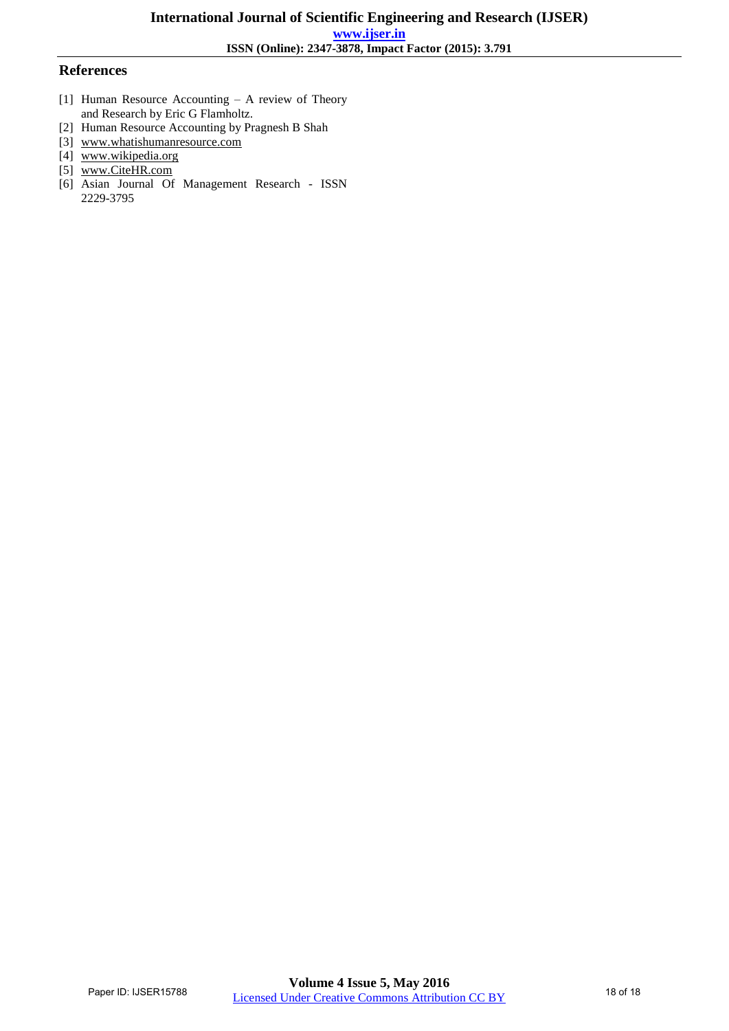## References

[1] Human Resource Accounting – A review of Theory and Research by Eric G Flamholtz.

[2] Human Resource Accounting by Pragnesh B Shah

[3] www.whatishumanresource.com

[4] www.wikipedia.org

[5] www.CiteHR.com

[6] Asian Journal Of Management Research - ISSN 2229-3795